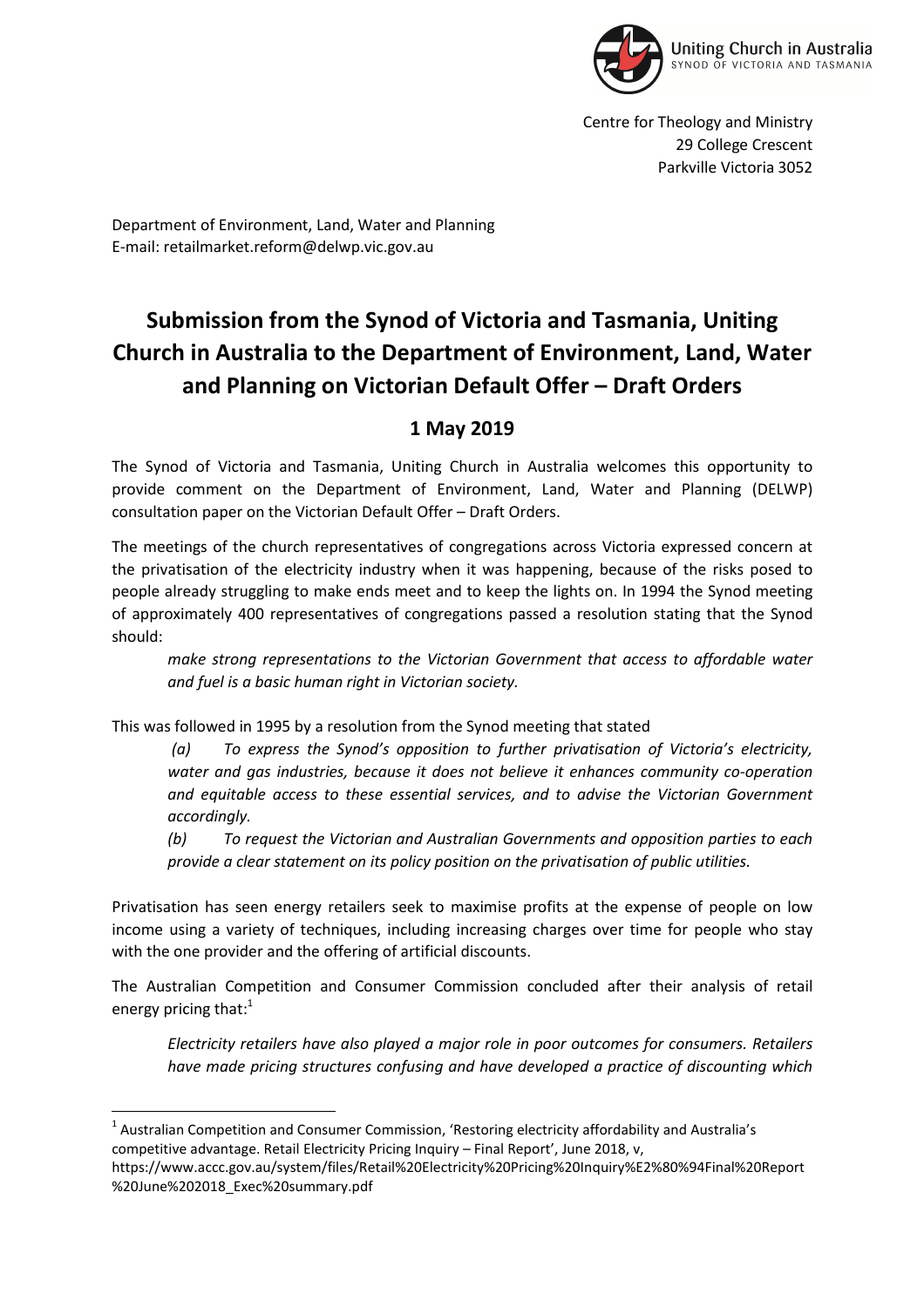Uniting Church in Australia
SYNOD OF VICTORIA AND TASMANIA

Centre for Theology and Ministry
29 College Crescent
Parkville Victoria 3052

Department of Environment, Land, Water and Planning
E-mail: retailmarket.reform@delwp.vic.gov.au

# Submission from the Synod of Victoria and Tasmania, Uniting Church in Australia to the Department of Environment, Land, Water and Planning on Victorian Default Offer – Draft Orders

## 1 May 2019

The Synod of Victoria and Tasmania, Uniting Church in Australia welcomes this opportunity to provide comment on the Department of Environment, Land, Water and Planning (DELWP) consultation paper on the Victorian Default Offer – Draft Orders.

The meetings of the church representatives of congregations across Victoria expressed concern at the privatisation of the electricity industry when it was happening, because of the risks posed to people already struggling to make ends meet and to keep the lights on. In 1994 the Synod meeting of approximately 400 representatives of congregations passed a resolution stating that the Synod should:

> *make strong representations to the Victorian Government that access to affordable water and fuel is a basic human right in Victorian society.*

This was followed in 1995 by a resolution from the Synod meeting that stated

> *(a) To express the Synod's opposition to further privatisation of Victoria's electricity, water and gas industries, because it does not believe it enhances community co-operation and equitable access to these essential services, and to advise the Victorian Government accordingly.*
>
> *(b) To request the Victorian and Australian Governments and opposition parties to each provide a clear statement on its policy position on the privatisation of public utilities.*

Privatisation has seen energy retailers seek to maximise profits at the expense of people on low income using a variety of techniques, including increasing charges over time for people who stay with the one provider and the offering of artificial discounts.

The Australian Competition and Consumer Commission concluded after their analysis of retail energy pricing that:[1]

> *Electricity retailers have also played a major role in poor outcomes for consumers. Retailers have made pricing structures confusing and have developed a practice of discounting which*

---

[1] Australian Competition and Consumer Commission, 'Restoring electricity affordability and Australia's competitive advantage. Retail Electricity Pricing Inquiry – Final Report', June 2018, v, https://www.accc.gov.au/system/files/Retail%20Electricity%20Pricing%20Inquiry%E2%80%94Final%20Report%20June%202018_Exec%20summary.pdf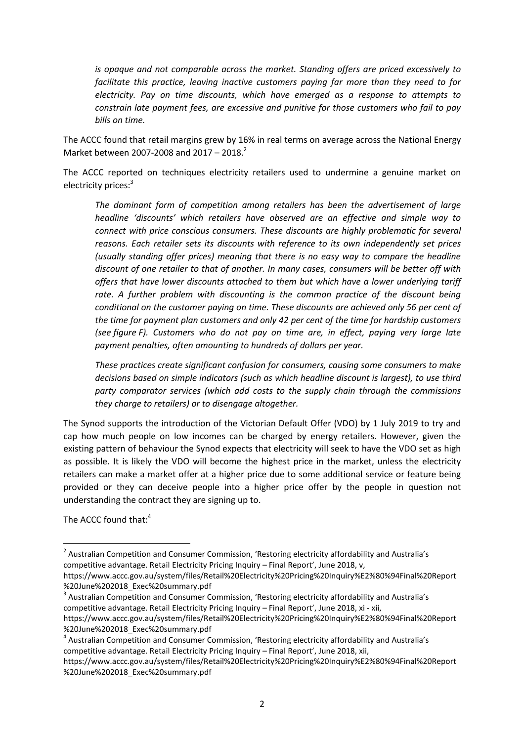> *is opaque and not comparable across the market. Standing offers are priced excessively to facilitate this practice, leaving inactive customers paying far more than they need to for electricity. Pay on time discounts, which have emerged as a response to attempts to constrain late payment fees, are excessive and punitive for those customers who fail to pay bills on time.*

The ACCC found that retail margins grew by 16% in real terms on average across the National Energy Market between 2007-2008 and 2017 – 2018.[2]

The ACCC reported on techniques electricity retailers used to undermine a genuine market on electricity prices:[3]

> *The dominant form of competition among retailers has been the advertisement of large headline 'discounts' which retailers have observed are an effective and simple way to connect with price conscious consumers. These discounts are highly problematic for several reasons. Each retailer sets its discounts with reference to its own independently set prices (usually standing offer prices) meaning that there is no easy way to compare the headline discount of one retailer to that of another. In many cases, consumers will be better off with offers that have lower discounts attached to them but which have a lower underlying tariff rate. A further problem with discounting is the common practice of the discount being conditional on the customer paying on time. These discounts are achieved only 56 per cent of the time for payment plan customers and only 42 per cent of the time for hardship customers (see figure F). Customers who do not pay on time are, in effect, paying very large late payment penalties, often amounting to hundreds of dollars per year.*
>
> *These practices create significant confusion for consumers, causing some consumers to make decisions based on simple indicators (such as which headline discount is largest), to use third party comparator services (which add costs to the supply chain through the commissions they charge to retailers) or to disengage altogether.*

The Synod supports the introduction of the Victorian Default Offer (VDO) by 1 July 2019 to try and cap how much people on low incomes can be charged by energy retailers. However, given the existing pattern of behaviour the Synod expects that electricity will seek to have the VDO set as high as possible. It is likely the VDO will become the highest price in the market, unless the electricity retailers can make a market offer at a higher price due to some additional service or feature being provided or they can deceive people into a higher price offer by the people in question not understanding the contract they are signing up to.

The ACCC found that:[4]

---

[2] Australian Competition and Consumer Commission, 'Restoring electricity affordability and Australia's competitive advantage. Retail Electricity Pricing Inquiry – Final Report', June 2018, v, https://www.accc.gov.au/system/files/Retail%20Electricity%20Pricing%20Inquiry%E2%80%94Final%20Report%20June%202018_Exec%20summary.pdf

[3] Australian Competition and Consumer Commission, 'Restoring electricity affordability and Australia's competitive advantage. Retail Electricity Pricing Inquiry – Final Report', June 2018, xi - xii, https://www.accc.gov.au/system/files/Retail%20Electricity%20Pricing%20Inquiry%E2%80%94Final%20Report%20June%202018_Exec%20summary.pdf

[4] Australian Competition and Consumer Commission, 'Restoring electricity affordability and Australia's competitive advantage. Retail Electricity Pricing Inquiry – Final Report', June 2018, xii, https://www.accc.gov.au/system/files/Retail%20Electricity%20Pricing%20Inquiry%E2%80%94Final%20Report%20June%202018_Exec%20summary.pdf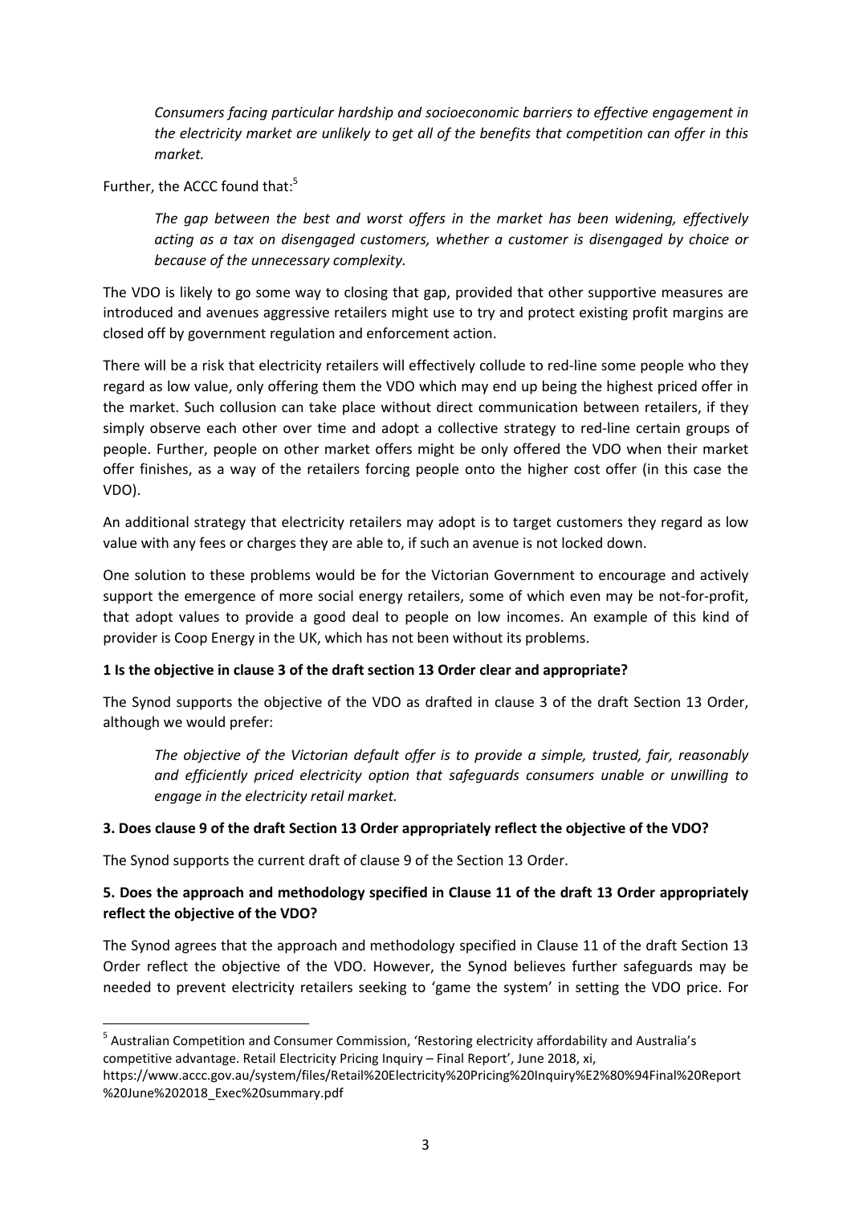*Consumers facing particular hardship and socioeconomic barriers to effective engagement in the electricity market are unlikely to get all of the benefits that competition can offer in this market.*

Further, the ACCC found that:[5]

*The gap between the best and worst offers in the market has been widening, effectively acting as a tax on disengaged customers, whether a customer is disengaged by choice or because of the unnecessary complexity.*

The VDO is likely to go some way to closing that gap, provided that other supportive measures are introduced and avenues aggressive retailers might use to try and protect existing profit margins are closed off by government regulation and enforcement action.

There will be a risk that electricity retailers will effectively collude to red-line some people who they regard as low value, only offering them the VDO which may end up being the highest priced offer in the market. Such collusion can take place without direct communication between retailers, if they simply observe each other over time and adopt a collective strategy to red-line certain groups of people. Further, people on other market offers might be only offered the VDO when their market offer finishes, as a way of the retailers forcing people onto the higher cost offer (in this case the VDO).

An additional strategy that electricity retailers may adopt is to target customers they regard as low value with any fees or charges they are able to, if such an avenue is not locked down.

One solution to these problems would be for the Victorian Government to encourage and actively support the emergence of more social energy retailers, some of which even may be not-for-profit, that adopt values to provide a good deal to people on low incomes. An example of this kind of provider is Coop Energy in the UK, which has not been without its problems.

**1 Is the objective in clause 3 of the draft section 13 Order clear and appropriate?**

The Synod supports the objective of the VDO as drafted in clause 3 of the draft Section 13 Order, although we would prefer:

*The objective of the Victorian default offer is to provide a simple, trusted, fair, reasonably and efficiently priced electricity option that safeguards consumers unable or unwilling to engage in the electricity retail market.*

**3. Does clause 9 of the draft Section 13 Order appropriately reflect the objective of the VDO?**

The Synod supports the current draft of clause 9 of the Section 13 Order.

**5. Does the approach and methodology specified in Clause 11 of the draft 13 Order appropriately reflect the objective of the VDO?**

The Synod agrees that the approach and methodology specified in Clause 11 of the draft Section 13 Order reflect the objective of the VDO. However, the Synod believes further safeguards may be needed to prevent electricity retailers seeking to 'game the system' in setting the VDO price. For

---

[5] Australian Competition and Consumer Commission, 'Restoring electricity affordability and Australia's competitive advantage. Retail Electricity Pricing Inquiry – Final Report', June 2018, xi, https://www.accc.gov.au/system/files/Retail%20Electricity%20Pricing%20Inquiry%E2%80%94Final%20Report%20June%202018_Exec%20summary.pdf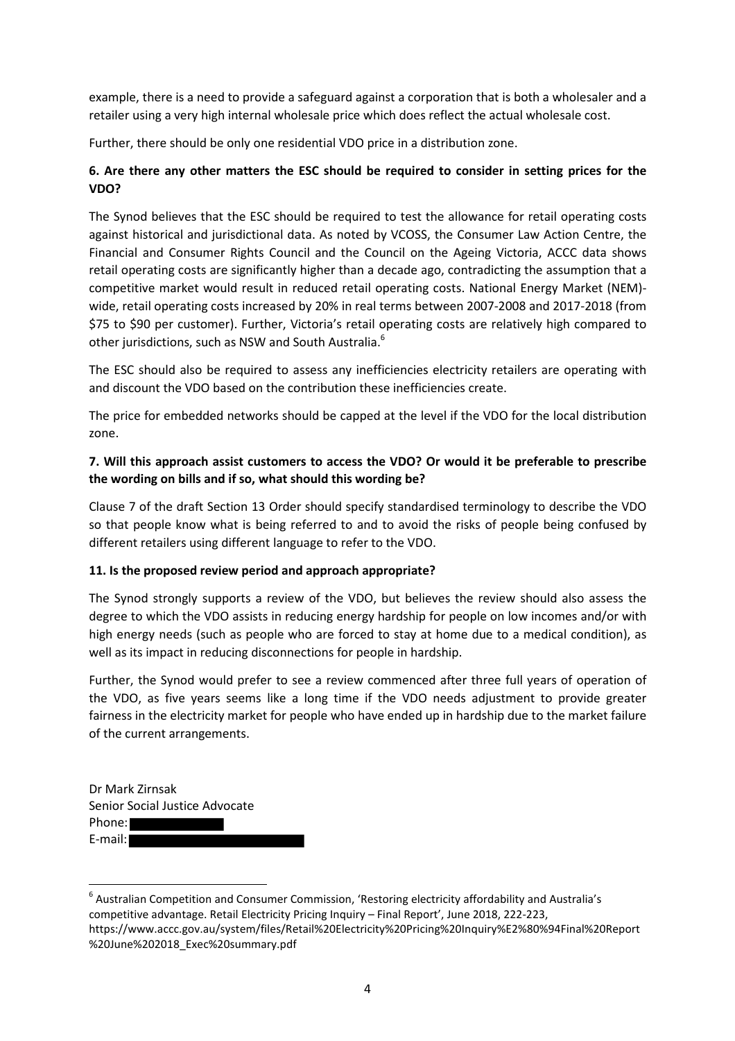example, there is a need to provide a safeguard against a corporation that is both a wholesaler and a retailer using a very high internal wholesale price which does reflect the actual wholesale cost.

Further, there should be only one residential VDO price in a distribution zone.

**6. Are there any other matters the ESC should be required to consider in setting prices for the VDO?**

The Synod believes that the ESC should be required to test the allowance for retail operating costs against historical and jurisdictional data. As noted by VCOSS, the Consumer Law Action Centre, the Financial and Consumer Rights Council and the Council on the Ageing Victoria, ACCC data shows retail operating costs are significantly higher than a decade ago, contradicting the assumption that a competitive market would result in reduced retail operating costs. National Energy Market (NEM)-wide, retail operating costs increased by 20% in real terms between 2007-2008 and 2017-2018 (from $75 to $90 per customer). Further, Victoria's retail operating costs are relatively high compared to other jurisdictions, such as NSW and South Australia.[6]

The ESC should also be required to assess any inefficiencies electricity retailers are operating with and discount the VDO based on the contribution these inefficiencies create.

The price for embedded networks should be capped at the level if the VDO for the local distribution zone.

**7. Will this approach assist customers to access the VDO? Or would it be preferable to prescribe the wording on bills and if so, what should this wording be?**

Clause 7 of the draft Section 13 Order should specify standardised terminology to describe the VDO so that people know what is being referred to and to avoid the risks of people being confused by different retailers using different language to refer to the VDO.

**11. Is the proposed review period and approach appropriate?**

The Synod strongly supports a review of the VDO, but believes the review should also assess the degree to which the VDO assists in reducing energy hardship for people on low incomes and/or with high energy needs (such as people who are forced to stay at home due to a medical condition), as well as its impact in reducing disconnections for people in hardship.

Further, the Synod would prefer to see a review commenced after three full years of operation of the VDO, as five years seems like a long time if the VDO needs adjustment to provide greater fairness in the electricity market for people who have ended up in hardship due to the market failure of the current arrangements.

Dr Mark Zirnsak
Senior Social Justice Advocate
Phone:
E-mail:

[6] Australian Competition and Consumer Commission, 'Restoring electricity affordability and Australia's competitive advantage. Retail Electricity Pricing Inquiry – Final Report', June 2018, 222-223, https://www.accc.gov.au/system/files/Retail%20Electricity%20Pricing%20Inquiry%E2%80%94Final%20Report%20June%202018_Exec%20summary.pdf